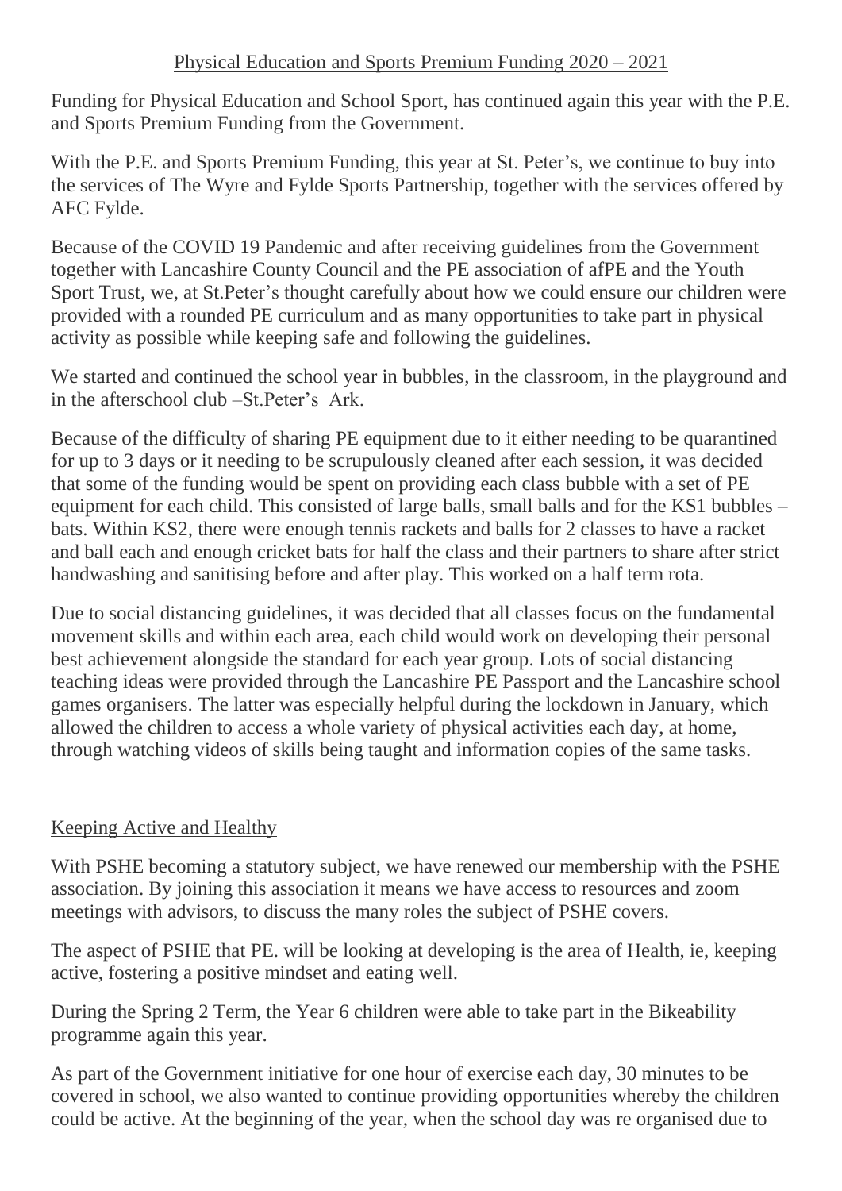## Physical Education and Sports Premium Funding 2020 – 2021

Funding for Physical Education and School Sport, has continued again this year with the P.E. and Sports Premium Funding from the Government.

With the P.E. and Sports Premium Funding, this year at St. Peter's, we continue to buy into the services of The Wyre and Fylde Sports Partnership, together with the services offered by AFC Fylde.

Because of the COVID 19 Pandemic and after receiving guidelines from the Government together with Lancashire County Council and the PE association of afPE and the Youth Sport Trust, we, at St.Peter's thought carefully about how we could ensure our children were provided with a rounded PE curriculum and as many opportunities to take part in physical activity as possible while keeping safe and following the guidelines.

We started and continued the school year in bubbles, in the classroom, in the playground and in the afterschool club –St.Peter's Ark.

Because of the difficulty of sharing PE equipment due to it either needing to be quarantined for up to 3 days or it needing to be scrupulously cleaned after each session, it was decided that some of the funding would be spent on providing each class bubble with a set of PE equipment for each child. This consisted of large balls, small balls and for the KS1 bubbles – bats. Within KS2, there were enough tennis rackets and balls for 2 classes to have a racket and ball each and enough cricket bats for half the class and their partners to share after strict handwashing and sanitising before and after play. This worked on a half term rota.

Due to social distancing guidelines, it was decided that all classes focus on the fundamental movement skills and within each area, each child would work on developing their personal best achievement alongside the standard for each year group. Lots of social distancing teaching ideas were provided through the Lancashire PE Passport and the Lancashire school games organisers. The latter was especially helpful during the lockdown in January, which allowed the children to access a whole variety of physical activities each day, at home, through watching videos of skills being taught and information copies of the same tasks.

### Keeping Active and Healthy

With PSHE becoming a statutory subject, we have renewed our membership with the PSHE association. By joining this association it means we have access to resources and zoom meetings with advisors, to discuss the many roles the subject of PSHE covers.

The aspect of PSHE that PE. will be looking at developing is the area of Health, ie, keeping active, fostering a positive mindset and eating well.

During the Spring 2 Term, the Year 6 children were able to take part in the Bikeability programme again this year.

As part of the Government initiative for one hour of exercise each day, 30 minutes to be covered in school, we also wanted to continue providing opportunities whereby the children could be active. At the beginning of the year, when the school day was re organised due to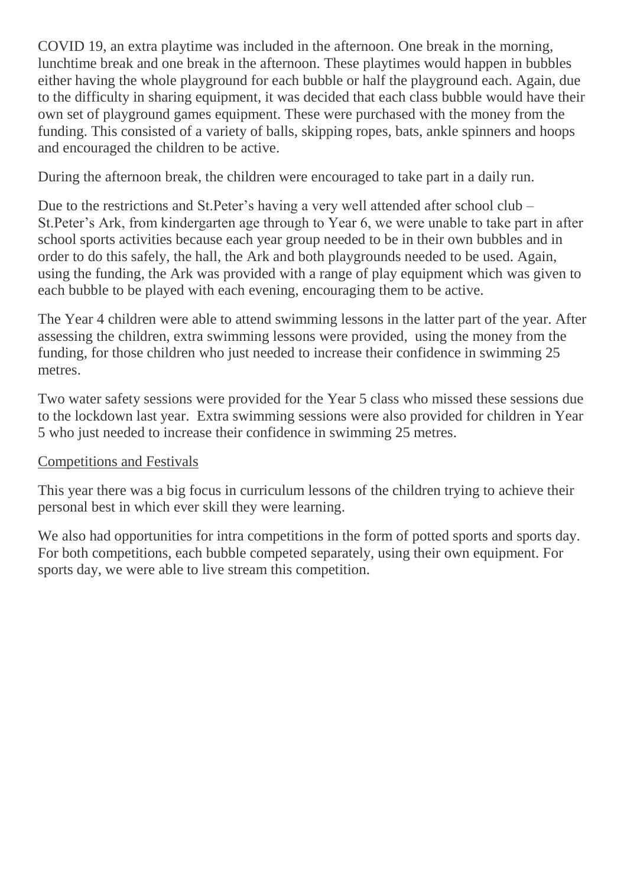COVID 19, an extra playtime was included in the afternoon. One break in the morning, lunchtime break and one break in the afternoon. These playtimes would happen in bubbles either having the whole playground for each bubble or half the playground each. Again, due to the difficulty in sharing equipment, it was decided that each class bubble would have their own set of playground games equipment. These were purchased with the money from the funding. This consisted of a variety of balls, skipping ropes, bats, ankle spinners and hoops and encouraged the children to be active.

During the afternoon break, the children were encouraged to take part in a daily run.

Due to the restrictions and St.Peter's having a very well attended after school club – St.Peter's Ark, from kindergarten age through to Year 6, we were unable to take part in after school sports activities because each year group needed to be in their own bubbles and in order to do this safely, the hall, the Ark and both playgrounds needed to be used. Again, using the funding, the Ark was provided with a range of play equipment which was given to each bubble to be played with each evening, encouraging them to be active.

The Year 4 children were able to attend swimming lessons in the latter part of the year. After assessing the children, extra swimming lessons were provided, using the money from the funding, for those children who just needed to increase their confidence in swimming 25 metres.

Two water safety sessions were provided for the Year 5 class who missed these sessions due to the lockdown last year. Extra swimming sessions were also provided for children in Year 5 who just needed to increase their confidence in swimming 25 metres.

Competitions and Festivals

This year there was a big focus in curriculum lessons of the children trying to achieve their personal best in which ever skill they were learning.

We also had opportunities for intra competitions in the form of potted sports and sports day. For both competitions, each bubble competed separately, using their own equipment. For sports day, we were able to live stream this competition.